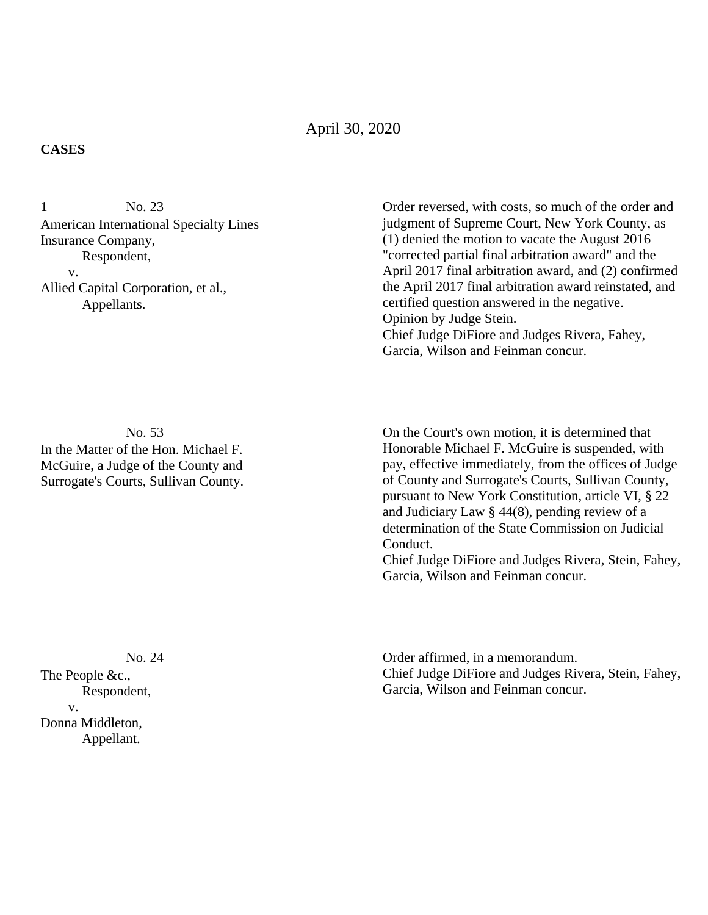April 30, 2020

**CASES**

1 No. 23
American International Specialty Lines Insurance Company,
Respondent,
v.
Allied Capital Corporation, et al.,
Appellants.

Order reversed, with costs, so much of the order and judgment of Supreme Court, New York County, as (1) denied the motion to vacate the August 2016 "corrected partial final arbitration award" and the April 2017 final arbitration award, and (2) confirmed the April 2017 final arbitration award reinstated, and certified question answered in the negative.
Opinion by Judge Stein.
Chief Judge DiFiore and Judges Rivera, Fahey, Garcia, Wilson and Feinman concur.

No. 53
In the Matter of the Hon. Michael F. McGuire, a Judge of the County and Surrogate's Courts, Sullivan County.

On the Court's own motion, it is determined that Honorable Michael F. McGuire is suspended, with pay, effective immediately, from the offices of Judge of County and Surrogate's Courts, Sullivan County, pursuant to New York Constitution, article VI, § 22 and Judiciary Law § 44(8), pending review of a determination of the State Commission on Judicial Conduct.
Chief Judge DiFiore and Judges Rivera, Stein, Fahey, Garcia, Wilson and Feinman concur.

No. 24
The People &c.,
Respondent,
v.
Donna Middleton,
Appellant.

Order affirmed, in a memorandum.
Chief Judge DiFiore and Judges Rivera, Stein, Fahey, Garcia, Wilson and Feinman concur.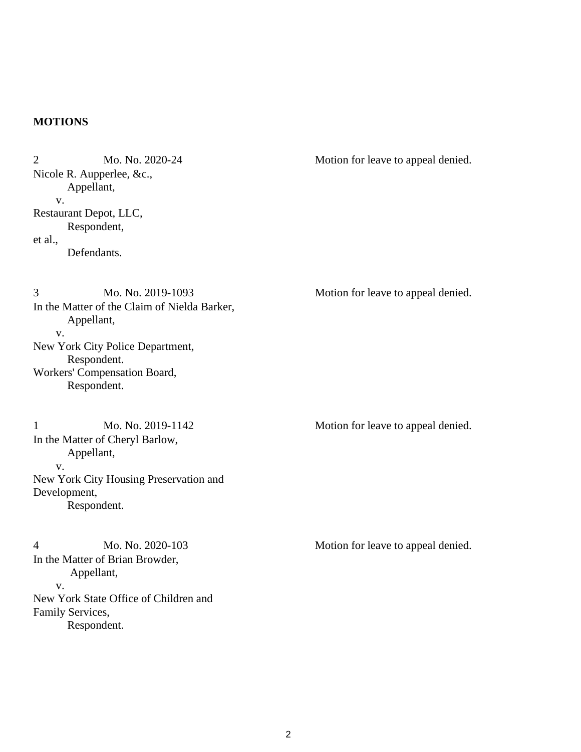**MOTIONS**

2 Mo. No. 2020-24
Nicole R. Aupperlee, &c.,
Appellant,
v.
Restaurant Depot, LLC,
Respondent,
et al.,
Defendants.

Motion for leave to appeal denied.

3 Mo. No. 2019-1093
In the Matter of the Claim of Nielda Barker,
Appellant,
v.
New York City Police Department,
Respondent.
Workers' Compensation Board,
Respondent.

Motion for leave to appeal denied.

1 Mo. No. 2019-1142
In the Matter of Cheryl Barlow,
Appellant,
v.
New York City Housing Preservation and Development,
Respondent.

Motion for leave to appeal denied.

4 Mo. No. 2020-103
In the Matter of Brian Browder,
Appellant,
v.
New York State Office of Children and Family Services,
Respondent.

Motion for leave to appeal denied.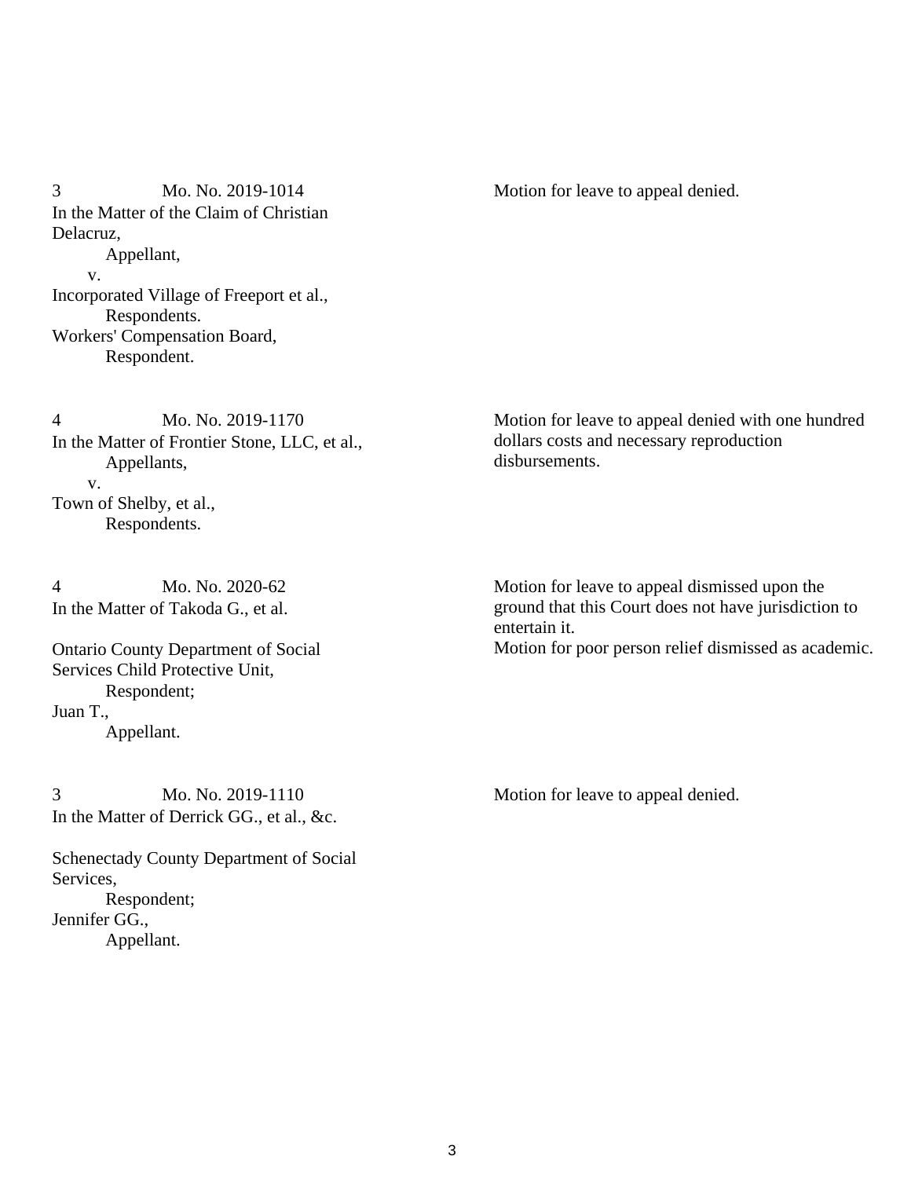3 Mo. No. 2019-1014
In the Matter of the Claim of Christian Delacruz,
Appellant,
v.
Incorporated Village of Freeport et al.,
Respondents.
Workers' Compensation Board,
Respondent.

Motion for leave to appeal denied.

4 Mo. No. 2019-1170
In the Matter of Frontier Stone, LLC, et al.,
Appellants,
v.
Town of Shelby, et al.,
Respondents.

Motion for leave to appeal denied with one hundred dollars costs and necessary reproduction disbursements.

4 Mo. No. 2020-62
In the Matter of Takoda G., et al.

Ontario County Department of Social Services Child Protective Unit,
Respondent;
Juan T.,
Appellant.

Motion for leave to appeal dismissed upon the ground that this Court does not have jurisdiction to entertain it.
Motion for poor person relief dismissed as academic.

3 Mo. No. 2019-1110
In the Matter of Derrick GG., et al., &c.

Schenectady County Department of Social Services,
Respondent;
Jennifer GG.,
Appellant.

Motion for leave to appeal denied.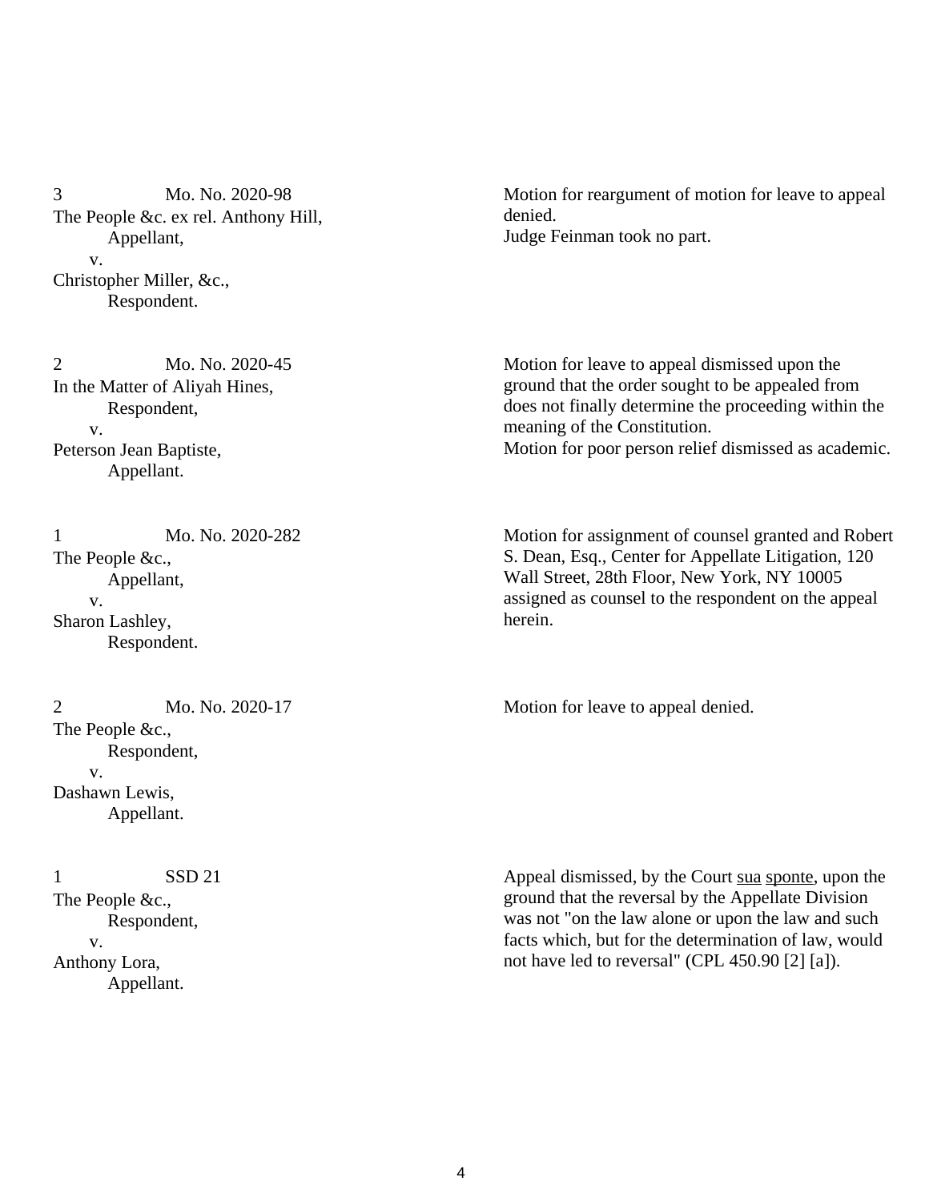3 Mo. No. 2020-98
The People &c. ex rel. Anthony Hill,
Appellant,
v.
Christopher Miller, &c.,
Respondent.

Motion for reargument of motion for leave to appeal denied.
Judge Feinman took no part.

2 Mo. No. 2020-45
In the Matter of Aliyah Hines,
Respondent,
v.
Peterson Jean Baptiste,
Appellant.

Motion for leave to appeal dismissed upon the ground that the order sought to be appealed from does not finally determine the proceeding within the meaning of the Constitution.
Motion for poor person relief dismissed as academic.

1 Mo. No. 2020-282
The People &c.,
Appellant,
v.
Sharon Lashley,
Respondent.

Motion for assignment of counsel granted and Robert S. Dean, Esq., Center for Appellate Litigation, 120 Wall Street, 28th Floor, New York, NY 10005 assigned as counsel to the respondent on the appeal herein.

2 Mo. No. 2020-17
The People &c.,
Respondent,
v.
Dashawn Lewis,
Appellant.

Motion for leave to appeal denied.

1 SSD 21
The People &c.,
Respondent,
v.
Anthony Lora,
Appellant.

Appeal dismissed, by the Court sua sponte, upon the ground that the reversal by the Appellate Division was not "on the law alone or upon the law and such facts which, but for the determination of law, would not have led to reversal" (CPL 450.90 [2] [a]).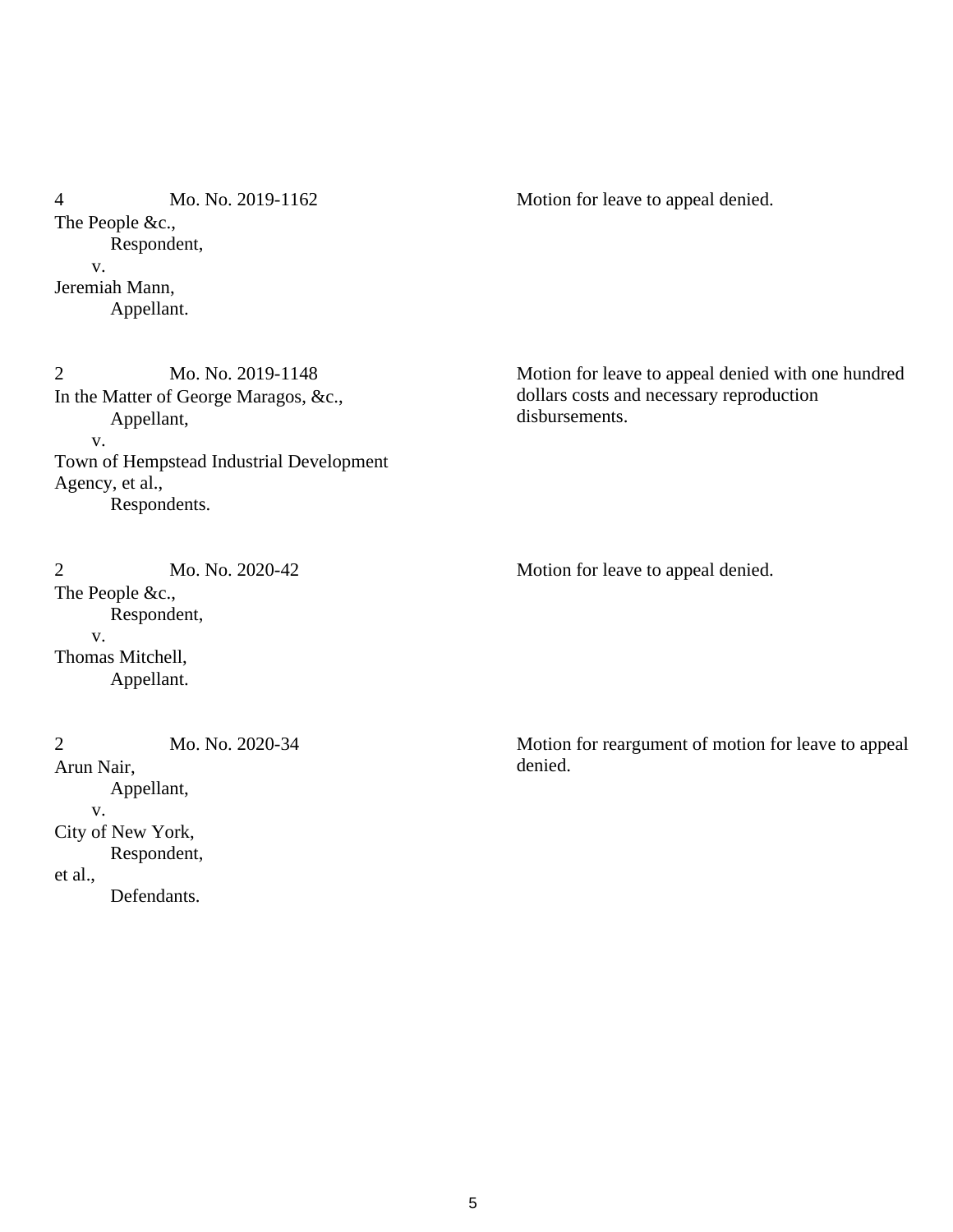4 Mo. No. 2019-1162
The People &c.,
Respondent,
v.
Jeremiah Mann,
Appellant.

Motion for leave to appeal denied.

2 Mo. No. 2019-1148
In the Matter of George Maragos, &c.,
Appellant,
v.
Town of Hempstead Industrial Development Agency, et al.,
Respondents.

Motion for leave to appeal denied with one hundred dollars costs and necessary reproduction disbursements.

2 Mo. No. 2020-42
The People &c.,
Respondent,
v.
Thomas Mitchell,
Appellant.

Motion for leave to appeal denied.

2 Mo. No. 2020-34
Arun Nair,
Appellant,
v.
City of New York,
Respondent,
et al.,
Defendants.

Motion for reargument of motion for leave to appeal denied.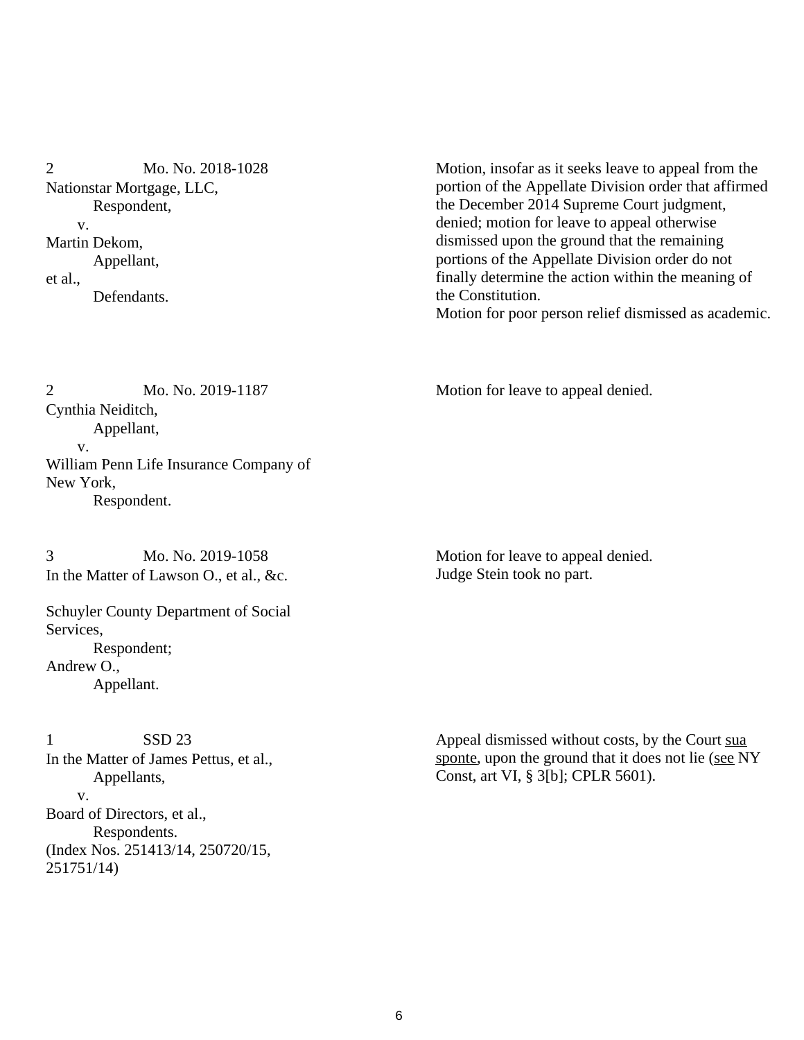| | |
|---|---|
| 2 Mo. No. 2018-1028<br>Nationstar Mortgage, LLC,<br>Respondent,<br>v.<br>Martin Dekom,<br>Appellant,<br>et al.,<br>Defendants. | Motion, insofar as it seeks leave to appeal from the portion of the Appellate Division order that affirmed the December 2014 Supreme Court judgment, denied; motion for leave to appeal otherwise dismissed upon the ground that the remaining portions of the Appellate Division order do not finally determine the action within the meaning of the Constitution.<br>Motion for poor person relief dismissed as academic. |
| 2 Mo. No. 2019-1187<br>Cynthia Neiditch,<br>Appellant,<br>v.<br>William Penn Life Insurance Company of New York,<br>Respondent. | Motion for leave to appeal denied. |
| 3 Mo. No. 2019-1058<br>In the Matter of Lawson O., et al., &c.<br><br>Schuyler County Department of Social Services,<br>Respondent;<br>Andrew O.,<br>Appellant. | Motion for leave to appeal denied.<br>Judge Stein took no part. |
| 1 SSD 23<br>In the Matter of James Pettus, et al.,<br>Appellants,<br>v.<br>Board of Directors, et al.,<br>Respondents.<br>(Index Nos. 251413/14, 250720/15, 251751/14) | Appeal dismissed without costs, by the Court <u>sua sponte</u>, upon the ground that it does not lie (<u>see</u> NY Const, art VI, § 3[b]; CPLR 5601). |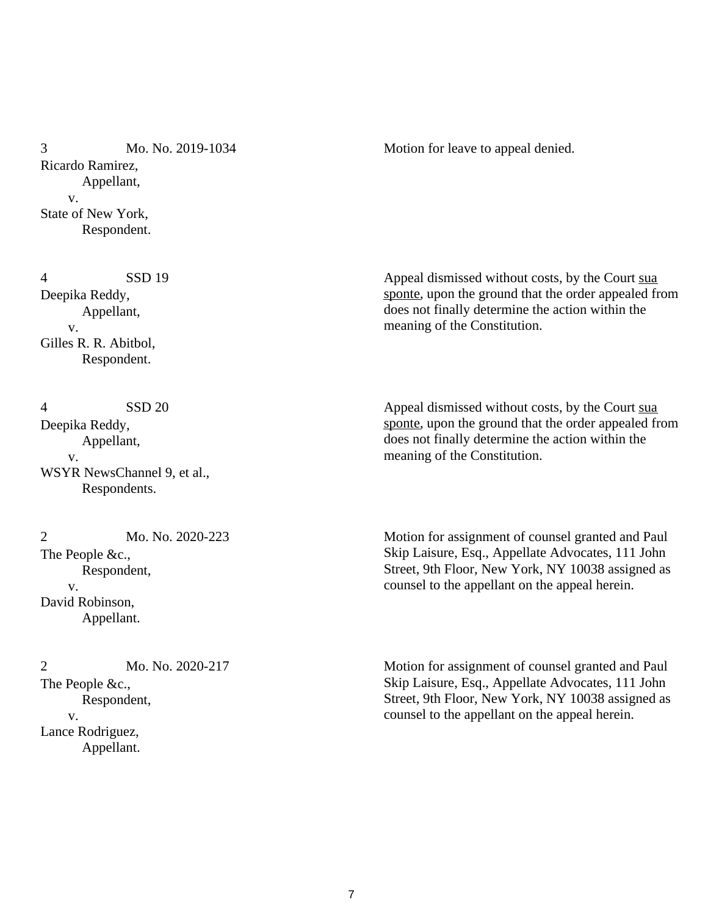3 Mo. No. 2019-1034
Ricardo Ramirez,
Appellant,
v.
State of New York,
Respondent.

Motion for leave to appeal denied.

4 SSD 19
Deepika Reddy,
Appellant,
v.
Gilles R. R. Abitbol,
Respondent.

Appeal dismissed without costs, by the Court sua sponte, upon the ground that the order appealed from does not finally determine the action within the meaning of the Constitution.

4 SSD 20
Deepika Reddy,
Appellant,
v.
WSYR NewsChannel 9, et al.,
Respondents.

Appeal dismissed without costs, by the Court sua sponte, upon the ground that the order appealed from does not finally determine the action within the meaning of the Constitution.

2 Mo. No. 2020-223
The People &c.,
Respondent,
v.
David Robinson,
Appellant.

Motion for assignment of counsel granted and Paul Skip Laisure, Esq., Appellate Advocates, 111 John Street, 9th Floor, New York, NY 10038 assigned as counsel to the appellant on the appeal herein.

2 Mo. No. 2020-217
The People &c.,
Respondent,
v.
Lance Rodriguez,
Appellant.

Motion for assignment of counsel granted and Paul Skip Laisure, Esq., Appellate Advocates, 111 John Street, 9th Floor, New York, NY 10038 assigned as counsel to the appellant on the appeal herein.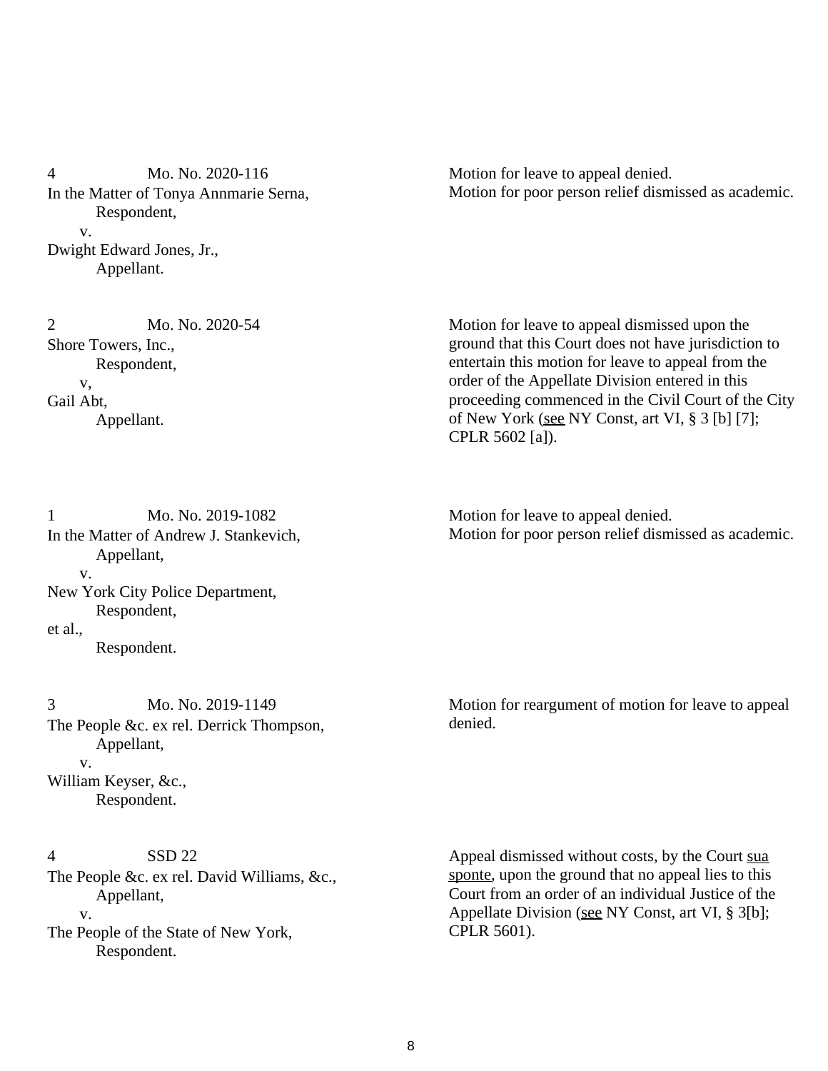4 Mo. No. 2020-116
In the Matter of Tonya Annmarie Serna,
Respondent,
v.
Dwight Edward Jones, Jr.,
Appellant.

Motion for leave to appeal denied.
Motion for poor person relief dismissed as academic.

2 Mo. No. 2020-54
Shore Towers, Inc.,
Respondent,
v,
Gail Abt,
Appellant.

Motion for leave to appeal dismissed upon the ground that this Court does not have jurisdiction to entertain this motion for leave to appeal from the order of the Appellate Division entered in this proceeding commenced in the Civil Court of the City of New York (see NY Const, art VI, § 3 [b] [7]; CPLR 5602 [a]).

1 Mo. No. 2019-1082
In the Matter of Andrew J. Stankevich,
Appellant,
v.
New York City Police Department,
Respondent,
et al.,
Respondent.

Motion for leave to appeal denied.
Motion for poor person relief dismissed as academic.

3 Mo. No. 2019-1149
The People &c. ex rel. Derrick Thompson,
Appellant,
v.
William Keyser, &c.,
Respondent.

Motion for reargument of motion for leave to appeal denied.

4 SSD 22
The People &c. ex rel. David Williams, &c.,
Appellant,
v.
The People of the State of New York,
Respondent.

Appeal dismissed without costs, by the Court sua sponte, upon the ground that no appeal lies to this Court from an order of an individual Justice of the Appellate Division (see NY Const, art VI, § 3[b]; CPLR 5601).